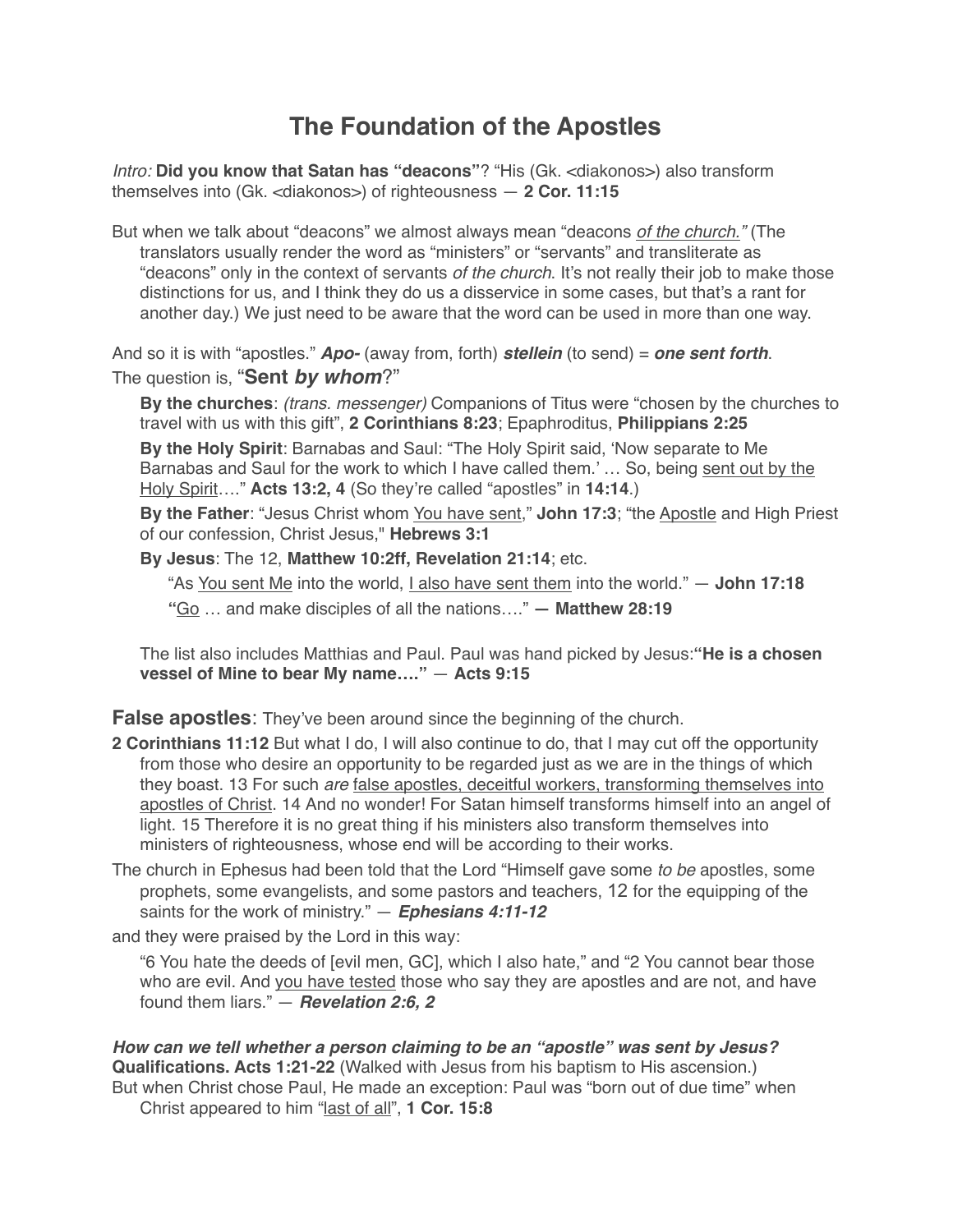# The Foundation of the Apostles

*Intro:* **Did you know that Satan has "deacons"**? "His (Gk. <diakonos>) also transform themselves into (Gk. <diakonos>) of righteousness — **2 Cor. 11:15**

But when we talk about "deacons" we almost always mean "deacons *of the church."* (The translators usually render the word as "ministers" or "servants" and transliterate as "deacons" only in the context of servants *of the church*. It's not really their job to make those distinctions for us, and I think they do us a disservice in some cases, but that's a rant for another day.) We just need to be aware that the word can be used in more than one way.

And so it is with "apostles." ***Apo-*** (away from, forth) ***stellein*** (to send) = ***one sent forth***. The question is, "**Sent *by whom***?"

> **By the churches**: *(trans. messenger)* Companions of Titus were "chosen by the churches to travel with us with this gift", **2 Corinthians 8:23**; Epaphroditus, **Philippians 2:25**
>
> **By the Holy Spirit**: Barnabas and Saul: "The Holy Spirit said, 'Now separate to Me Barnabas and Saul for the work to which I have called them.' … So, being <u>sent out by the Holy Spirit</u>…." **Acts 13:2, 4** (So they're called "apostles" in **14:14**.)
>
> **By the Father**: "Jesus Christ whom <u>You have sent</u>," **John 17:3**; "the <u>Apostle</u> and High Priest of our confession, Christ Jesus," **Hebrews 3:1**
>
> **By Jesus**: The 12, **Matthew 10:2ff, Revelation 21:14**; etc.
>
> > "As <u>You sent Me</u> into the world, <u>I also have sent them</u> into the world." — **John 17:18**
> >
> > **"**<u>Go</u> … and make disciples of all the nations…." **— Matthew 28:19**
>
> The list also includes Matthias and Paul. Paul was hand picked by Jesus:**"He is a chosen vessel of Mine to bear My name…."** — **Acts 9:15**

**False apostles**: They've been around since the beginning of the church.

**2 Corinthians 11:12** But what I do, I will also continue to do, that I may cut off the opportunity from those who desire an opportunity to be regarded just as we are in the things of which they boast. 13 For such *are* <u>false apostles, deceitful workers, transforming themselves into apostles of Christ</u>. 14 And no wonder! For Satan himself transforms himself into an angel of light. 15 Therefore it is no great thing if his ministers also transform themselves into ministers of righteousness, whose end will be according to their works.

The church in Ephesus had been told that the Lord "Himself gave some *to be* apostles, some prophets, some evangelists, and some pastors and teachers, 12 for the equipping of the saints for the work of ministry." — ***Ephesians 4:11-12***

and they were praised by the Lord in this way:

> "6 You hate the deeds of [evil men, GC], which I also hate," and "2 You cannot bear those who are evil. And <u>you have tested</u> those who say they are apostles and are not, and have found them liars." — ***Revelation 2:6, 2***

***How can we tell whether a person claiming to be an "apostle" was sent by Jesus?***
**Qualifications. Acts 1:21-22** (Walked with Jesus from his baptism to His ascension.)
But when Christ chose Paul, He made an exception: Paul was "born out of due time" when Christ appeared to him "<u>last of all</u>", **1 Cor. 15:8**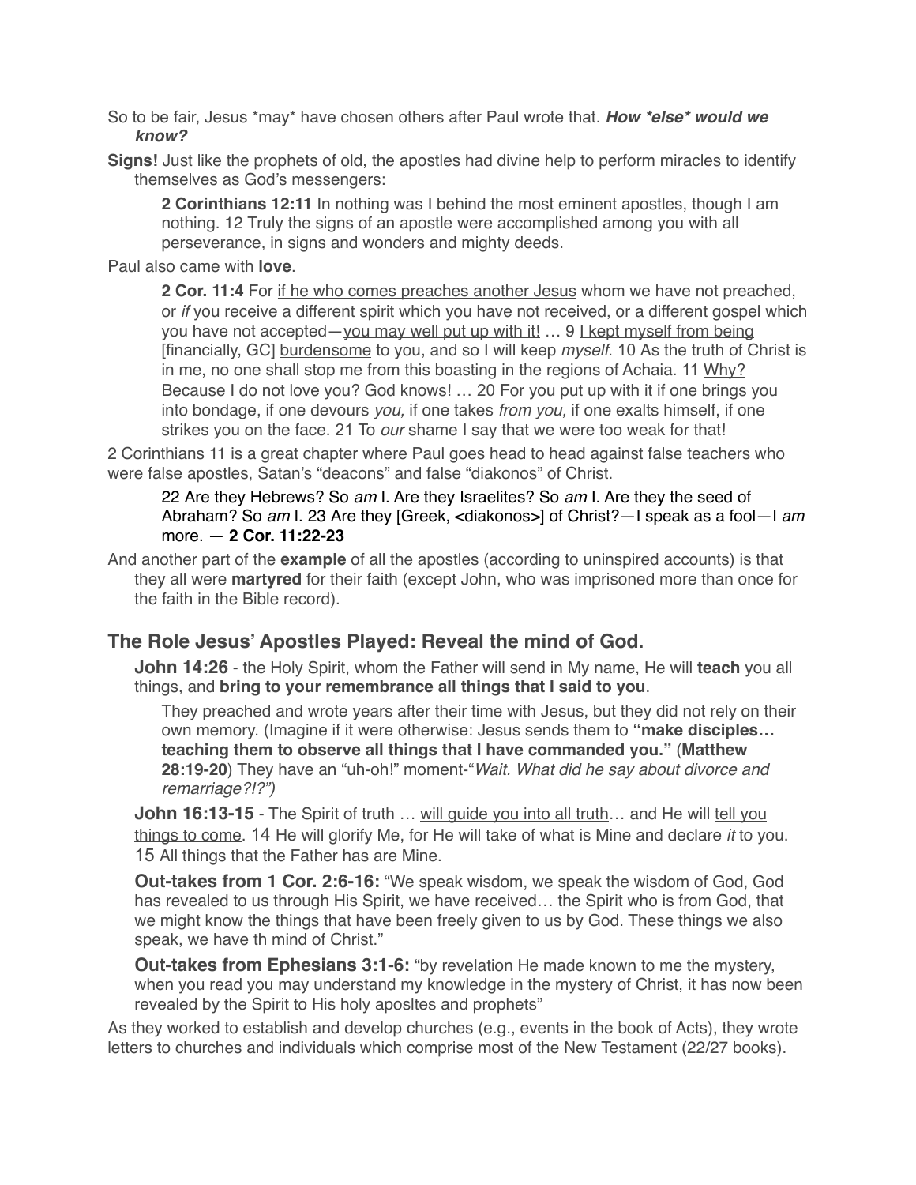So to be fair, Jesus *may* have chosen others after Paul wrote that. ***How *else* would we know?***

**Signs!** Just like the prophets of old, the apostles had divine help to perform miracles to identify themselves as God's messengers:

> **2 Corinthians 12:11** In nothing was I behind the most eminent apostles, though I am nothing. 12 Truly the signs of an apostle were accomplished among you with all perseverance, in signs and wonders and mighty deeds.

Paul also came with **love**.

> **2 Cor. 11:4** For <u>if he who comes preaches another Jesus</u> whom we have not preached, or *if* you receive a different spirit which you have not received, or a different gospel which you have not accepted—<u>you may well put up with it!</u> … 9 <u>I kept myself from being</u> [financially, GC] <u>burdensome</u> to you, and so I will keep *myself*. 10 As the truth of Christ is in me, no one shall stop me from this boasting in the regions of Achaia. 11 <u>Why? Because I do not love you? God knows!</u> … 20 For you put up with it if one brings you into bondage, if one devours *you,* if one takes *from you,* if one exalts himself, if one strikes you on the face. 21 To *our* shame I say that we were too weak for that!

2 Corinthians 11 is a great chapter where Paul goes head to head against false teachers who were false apostles, Satan's "deacons" and false "diakonos" of Christ.

> 22 Are they Hebrews? So *am* I. Are they Israelites? So *am* I. Are they the seed of Abraham? So *am* I. 23 Are they [Greek, <diakonos>] of Christ?—I speak as a fool—I *am* more. — **2 Cor. 11:22-23**

And another part of the **example** of all the apostles (according to uninspired accounts) is that they all were **martyred** for their faith (except John, who was imprisoned more than once for the faith in the Bible record).

## The Role Jesus' Apostles Played: Reveal the mind of God.

**John 14:26** - the Holy Spirit, whom the Father will send in My name, He will **teach** you all things, and **bring to your remembrance all things that I said to you**.

> They preached and wrote years after their time with Jesus, but they did not rely on their own memory. (Imagine if it were otherwise: Jesus sends them to **"make disciples… teaching them to observe all things that I have commanded you."** (**Matthew 28:19-20**) They have an "uh-oh!" moment-"*Wait. What did he say about divorce and remarriage?!?")*

**John 16:13-15** - The Spirit of truth … <u>will guide you into all truth</u>… and He will <u>tell you things to come</u>. 14 He will glorify Me, for He will take of what is Mine and declare *it* to you. 15 All things that the Father has are Mine.

**Out-takes from 1 Cor. 2:6-16:** "We speak wisdom, we speak the wisdom of God, God has revealed to us through His Spirit, we have received… the Spirit who is from God, that we might know the things that have been freely given to us by God. These things we also speak, we have th mind of Christ."

**Out-takes from Ephesians 3:1-6:** "by revelation He made known to me the mystery, when you read you may understand my knowledge in the mystery of Christ, it has now been revealed by the Spirit to His holy aposltes and prophets"

As they worked to establish and develop churches (e.g., events in the book of Acts), they wrote letters to churches and individuals which comprise most of the New Testament (22/27 books).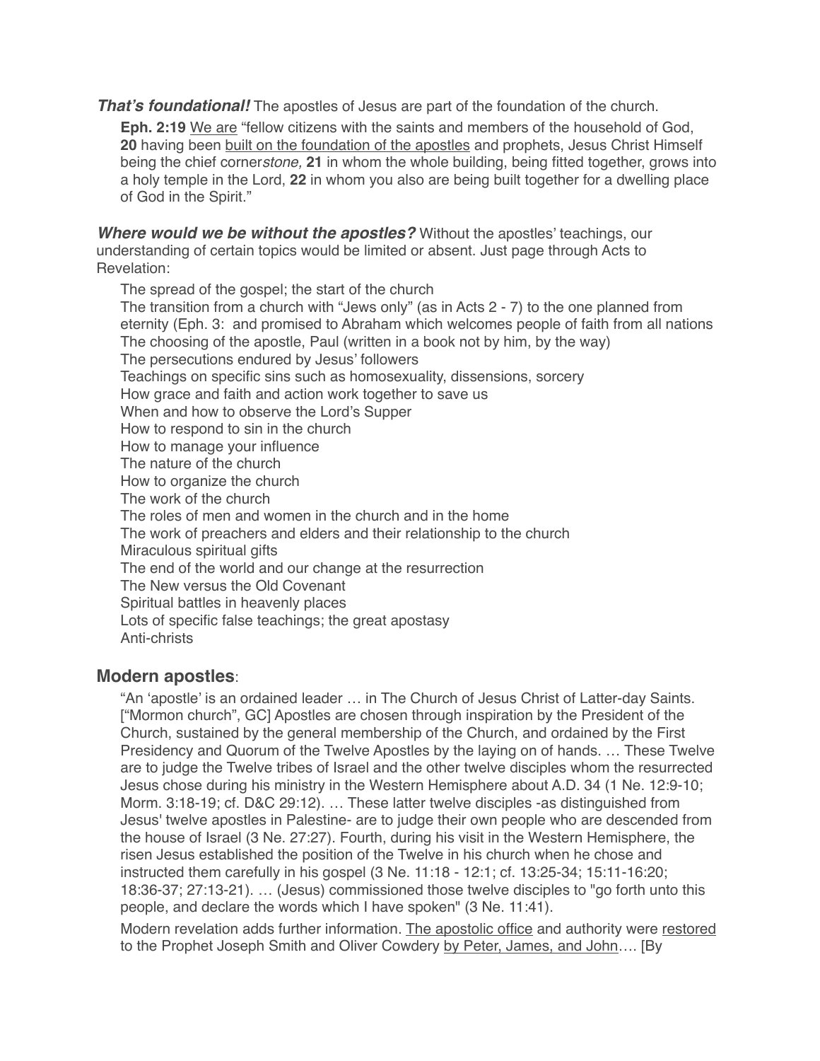***That's foundational!*** The apostles of Jesus are part of the foundation of the church.

> **Eph. 2:19** <u>We are</u> "fellow citizens with the saints and members of the household of God, **20** having been <u>built on the foundation of the apostles</u> and prophets, Jesus Christ Himself being the chief corner*stone,* **21** in whom the whole building, being fitted together, grows into a holy temple in the Lord, **22** in whom you also are being built together for a dwelling place of God in the Spirit."

***Where would we be without the apostles?*** Without the apostles' teachings, our understanding of certain topics would be limited or absent. Just page through Acts to Revelation:

> The spread of the gospel; the start of the church
> The transition from a church with "Jews only" (as in Acts 2 - 7) to the one planned from eternity (Eph. 3: and promised to Abraham which welcomes people of faith from all nations
> The choosing of the apostle, Paul (written in a book not by him, by the way)
> The persecutions endured by Jesus' followers
> Teachings on specific sins such as homosexuality, dissensions, sorcery
> How grace and faith and action work together to save us
> When and how to observe the Lord's Supper
> How to respond to sin in the church
> How to manage your influence
> The nature of the church
> How to organize the church
> The work of the church
> The roles of men and women in the church and in the home
> The work of preachers and elders and their relationship to the church
> Miraculous spiritual gifts
> The end of the world and our change at the resurrection
> The New versus the Old Covenant
> Spiritual battles in heavenly places
> Lots of specific false teachings; the great apostasy
> Anti-christs

## **Modern apostles**:

> "An 'apostle' is an ordained leader … in The Church of Jesus Christ of Latter-day Saints. ["Mormon church", GC] Apostles are chosen through inspiration by the President of the Church, sustained by the general membership of the Church, and ordained by the First Presidency and Quorum of the Twelve Apostles by the laying on of hands. … These Twelve are to judge the Twelve tribes of Israel and the other twelve disciples whom the resurrected Jesus chose during his ministry in the Western Hemisphere about A.D. 34 (1 Ne. 12:9-10; Morm. 3:18-19; cf. D&C 29:12). … These latter twelve disciples -as distinguished from Jesus' twelve apostles in Palestine- are to judge their own people who are descended from the house of Israel (3 Ne. 27:27). Fourth, during his visit in the Western Hemisphere, the risen Jesus established the position of the Twelve in his church when he chose and instructed them carefully in his gospel (3 Ne. 11:18 - 12:1; cf. 13:25-34; 15:11-16:20; 18:36-37; 27:13-21). … (Jesus) commissioned those twelve disciples to "go forth unto this people, and declare the words which I have spoken" (3 Ne. 11:41).
>
> Modern revelation adds further information. <u>The apostolic office</u> and authority were <u>restored</u> to the Prophet Joseph Smith and Oliver Cowdery <u>by Peter, James, and John</u>…. [By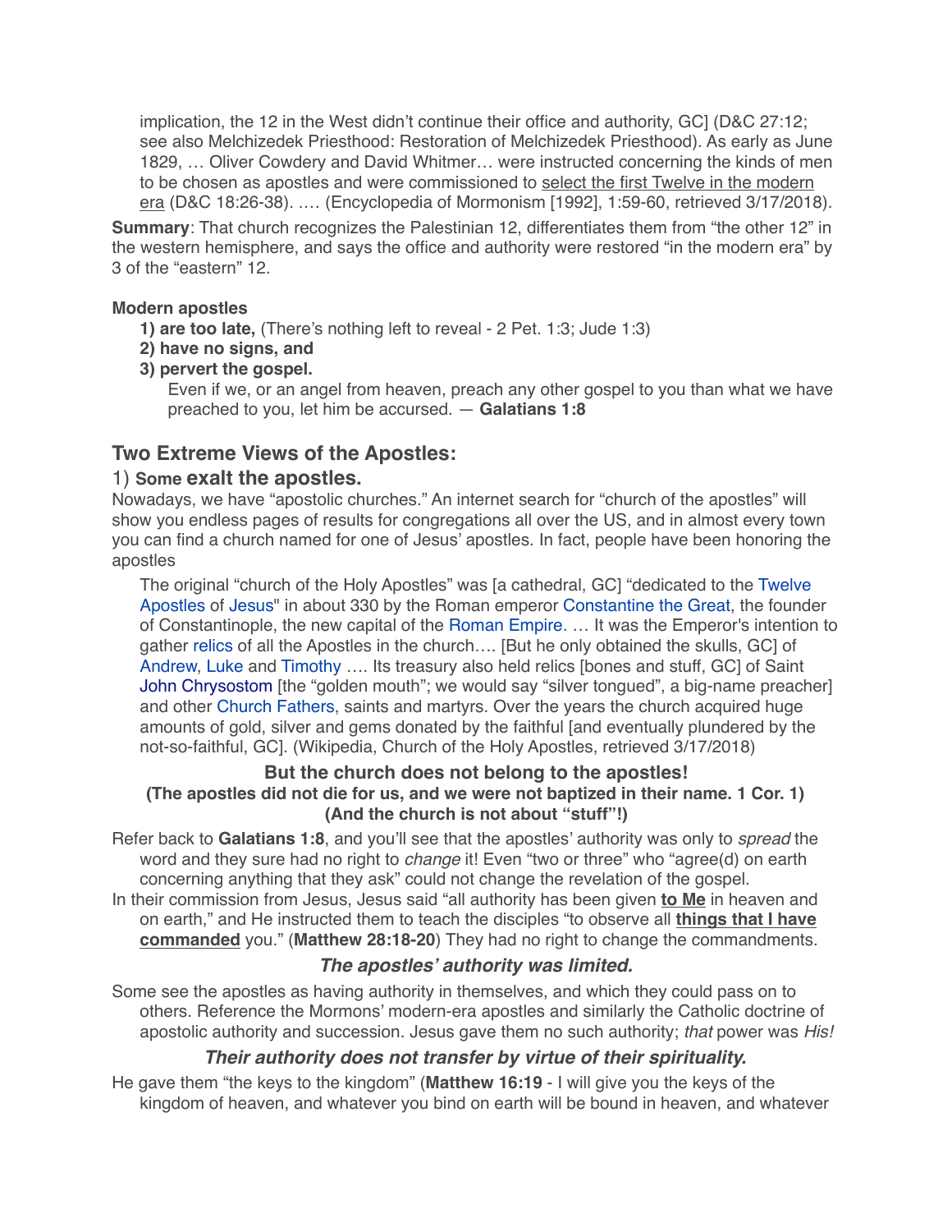implication, the 12 in the West didn't continue their office and authority, GC] (D&C 27:12; see also Melchizedek Priesthood: Restoration of Melchizedek Priesthood). As early as June 1829, … Oliver Cowdery and David Whitmer… were instructed concerning the kinds of men to be chosen as apostles and were commissioned to <u>select the first Twelve in the modern era</u> (D&C 18:26-38). …. (Encyclopedia of Mormonism [1992], 1:59-60, retrieved 3/17/2018).

**Summary**: That church recognizes the Palestinian 12, differentiates them from "the other 12" in the western hemisphere, and says the office and authority were restored "in the modern era" by 3 of the "eastern" 12.

**Modern apostles**

**1) are too late,** (There's nothing left to reveal - 2 Pet. 1:3; Jude 1:3)
**2) have no signs, and**
**3) pervert the gospel.**

> Even if we, or an angel from heaven, preach any other gospel to you than what we have preached to you, let him be accursed. — **Galatians 1:8**

## Two Extreme Views of the Apostles:

### 1) Some exalt the apostles.

Nowadays, we have "apostolic churches." An internet search for "church of the apostles" will show you endless pages of results for congregations all over the US, and in almost every town you can find a church named for one of Jesus' apostles. In fact, people have been honoring the apostles

> The original "church of the Holy Apostles" was [a cathedral, GC] "dedicated to the Twelve Apostles of Jesus" in about 330 by the Roman emperor Constantine the Great, the founder of Constantinople, the new capital of the Roman Empire. … It was the Emperor's intention to gather relics of all the Apostles in the church…. [But he only obtained the skulls, GC] of Andrew, Luke and Timothy …. Its treasury also held relics [bones and stuff, GC] of Saint John Chrysostom [the "golden mouth"; we would say "silver tongued", a big-name preacher] and other Church Fathers, saints and martyrs. Over the years the church acquired huge amounts of gold, silver and gems donated by the faithful [and eventually plundered by the not-so-faithful, GC]. (Wikipedia, Church of the Holy Apostles, retrieved 3/17/2018)

**But the church does not belong to the apostles!**
**(The apostles did not die for us, and we were not baptized in their name. 1 Cor. 1)**
**(And the church is not about "stuff"!)**

Refer back to **Galatians 1:8**, and you'll see that the apostles' authority was only to *spread* the word and they sure had no right to *change* it! Even "two or three" who "agree(d) on earth concerning anything that they ask" could not change the revelation of the gospel.

In their commission from Jesus, Jesus said "all authority has been given **<u>to Me</u>** in heaven and on earth," and He instructed them to teach the disciples "to observe all **<u>things that I have commanded</u>** you." (**Matthew 28:18-20**) They had no right to change the commandments.

***The apostles' authority was limited.***

Some see the apostles as having authority in themselves, and which they could pass on to others. Reference the Mormons' modern-era apostles and similarly the Catholic doctrine of apostolic authority and succession. Jesus gave them no such authority; *that* power was *His!*

***Their authority does not transfer by virtue of their spirituality.***

He gave them "the keys to the kingdom" (**Matthew 16:19** - I will give you the keys of the kingdom of heaven, and whatever you bind on earth will be bound in heaven, and whatever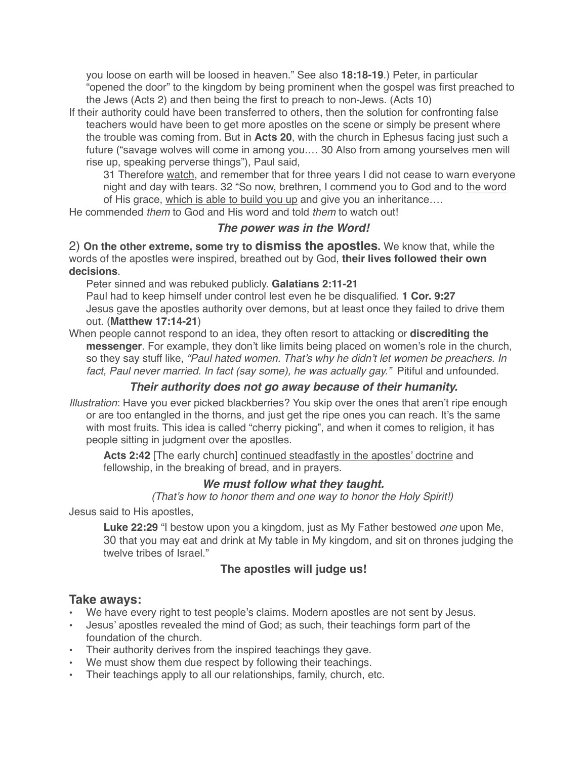you loose on earth will be loosed in heaven." See also **18:18-19**.) Peter, in particular "opened the door" to the kingdom by being prominent when the gospel was first preached to the Jews (Acts 2) and then being the first to preach to non-Jews. (Acts 10)

If their authority could have been transferred to others, then the solution for confronting false teachers would have been to get more apostles on the scene or simply be present where the trouble was coming from. But in **Acts 20**, with the church in Ephesus facing just such a future ("savage wolves will come in among you.… 30 Also from among yourselves men will rise up, speaking perverse things"), Paul said,

> 31 Therefore <u>watch</u>, and remember that for three years I did not cease to warn everyone night and day with tears. 32 "So now, brethren, <u>I commend you to God</u> and to <u>the word</u> of His grace, <u>which is able to build you up</u> and give you an inheritance….

He commended *them* to God and His word and told *them* to watch out!

***The power was in the Word!***

2) **On the other extreme, some try to dismiss the apostles.** We know that, while the words of the apostles were inspired, breathed out by God, **their lives followed their own decisions**.

Peter sinned and was rebuked publicly. **Galatians 2:11-21**
Paul had to keep himself under control lest even he be disqualified. **1 Cor. 9:27**
Jesus gave the apostles authority over demons, but at least once they failed to drive them out. (**Matthew 17:14-21**)

When people cannot respond to an idea, they often resort to attacking or **discrediting the messenger**. For example, they don't like limits being placed on women's role in the church, so they say stuff like, *"Paul hated women. That's why he didn't let women be preachers. In fact, Paul never married. In fact (say some), he was actually gay."* Pitiful and unfounded.

***Their authority does not go away because of their humanity.***

*Illustration*: Have you ever picked blackberries? You skip over the ones that aren't ripe enough or are too entangled in the thorns, and just get the ripe ones you can reach. It's the same with most fruits. This idea is called "cherry picking", and when it comes to religion, it has people sitting in judgment over the apostles.

> **Acts 2:42** [The early church] <u>continued steadfastly in the apostles' doctrine</u> and fellowship, in the breaking of bread, and in prayers.

***We must follow what they taught.***

*(That's how to honor them and one way to honor the Holy Spirit!)*

Jesus said to His apostles,

> **Luke 22:29** "I bestow upon you a kingdom, just as My Father bestowed *one* upon Me, 30 that you may eat and drink at My table in My kingdom, and sit on thrones judging the twelve tribes of Israel."

**The apostles will judge us!**

## Take aways:

- We have every right to test people's claims. Modern apostles are not sent by Jesus.
- Jesus' apostles revealed the mind of God; as such, their teachings form part of the foundation of the church.
- Their authority derives from the inspired teachings they gave.
- We must show them due respect by following their teachings.
- Their teachings apply to all our relationships, family, church, etc.